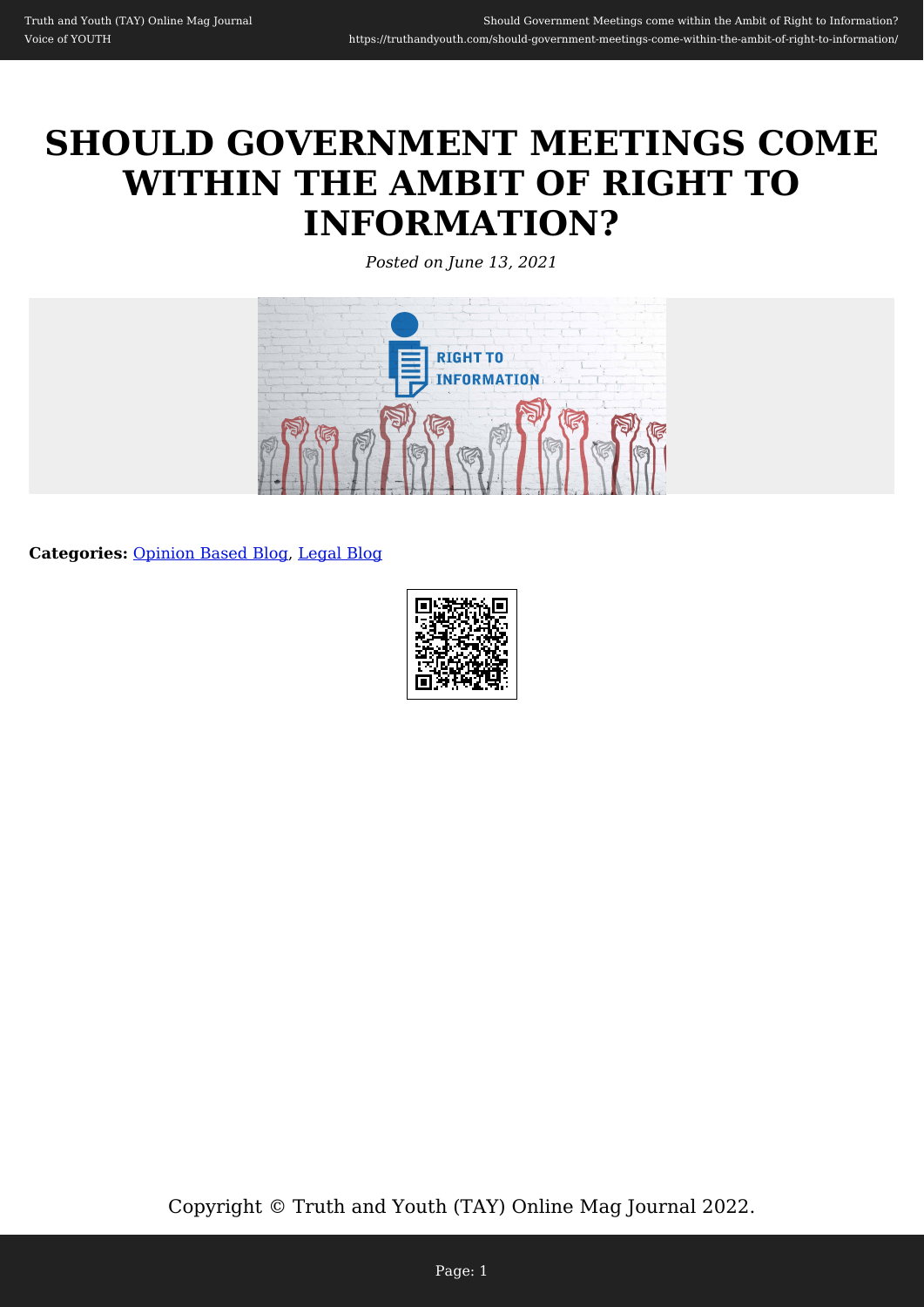# SHOULD GOVERNMENT MEETINGS COME WITHIN THE AMBIT OF RIGHT TO INFORMATION?

*Posted on June 13, 2021*

**Categories:** Opinion Based Blog, Legal Blog

Copyright © Truth and Youth (TAY) Online Mag Journal 2022.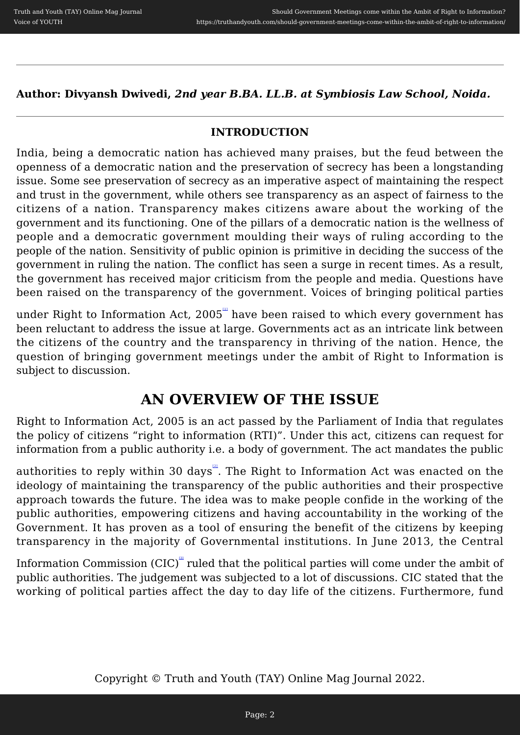**Author: Divyansh Dwivedi,** ***2nd year B.BA. LL.B. at Symbiosis Law School, Noida.***

---

### INTRODUCTION

India, being a democratic nation has achieved many praises, but the feud between the openness of a democratic nation and the preservation of secrecy has been a longstanding issue. Some see preservation of secrecy as an imperative aspect of maintaining the respect and trust in the government, while others see transparency as an aspect of fairness to the citizens of a nation. Transparency makes citizens aware about the working of the government and its functioning. One of the pillars of a democratic nation is the wellness of people and a democratic government moulding their ways of ruling according to the people of the nation. Sensitivity of public opinion is primitive in deciding the success of the government in ruling the nation. The conflict has seen a surge in recent times. As a result, the government has received major criticism from the people and media. Questions have been raised on the transparency of the government. Voices of bringing political parties under Right to Information Act, 2005[1] have been raised to which every government has been reluctant to address the issue at large. Governments act as an intricate link between the citizens of the country and the transparency in thriving of the nation. Hence, the question of bringing government meetings under the ambit of Right to Information is subject to discussion.

## AN OVERVIEW OF THE ISSUE

Right to Information Act, 2005 is an act passed by the Parliament of India that regulates the policy of citizens "right to information (RTI)". Under this act, citizens can request for information from a public authority i.e. a body of government. The act mandates the public authorities to reply within 30 days[2]. The Right to Information Act was enacted on the ideology of maintaining the transparency of the public authorities and their prospective approach towards the future. The idea was to make people confide in the working of the public authorities, empowering citizens and having accountability in the working of the Government. It has proven as a tool of ensuring the benefit of the citizens by keeping transparency in the majority of Governmental institutions. In June 2013, the Central Information Commission (CIC)[3] ruled that the political parties will come under the ambit of public authorities. The judgement was subjected to a lot of discussions. CIC stated that the working of political parties affect the day to day life of the citizens. Furthermore, fund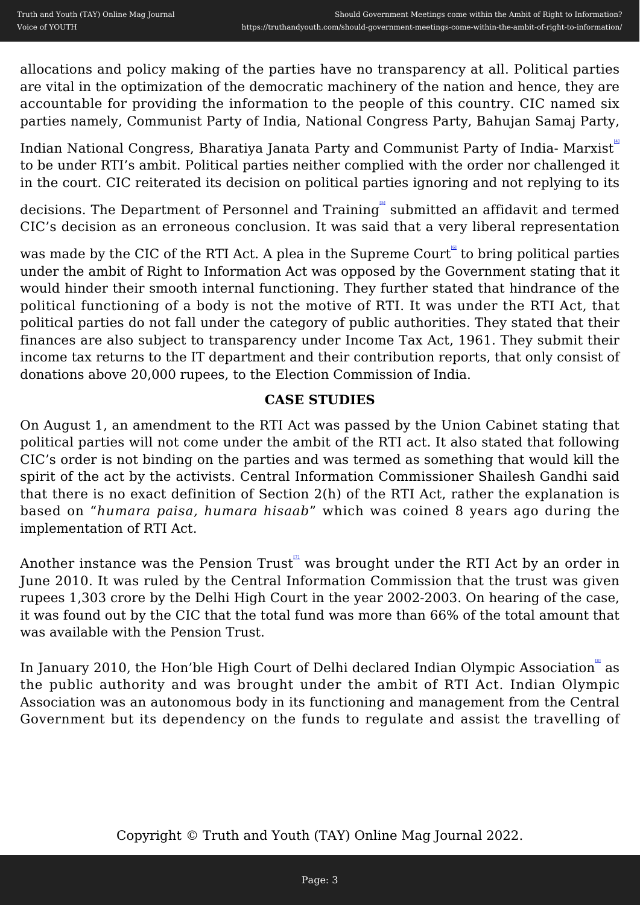allocations and policy making of the parties have no transparency at all. Political parties are vital in the optimization of the democratic machinery of the nation and hence, they are accountable for providing the information to the people of this country. CIC named six parties namely, Communist Party of India, National Congress Party, Bahujan Samaj Party, Indian National Congress, Bharatiya Janata Party and Communist Party of India- Marxist[4] to be under RTI's ambit. Political parties neither complied with the order nor challenged it in the court. CIC reiterated its decision on political parties ignoring and not replying to its decisions. The Department of Personnel and Training[5] submitted an affidavit and termed CIC's decision as an erroneous conclusion. It was said that a very liberal representation was made by the CIC of the RTI Act. A plea in the Supreme Court[6] to bring political parties under the ambit of Right to Information Act was opposed by the Government stating that it would hinder their smooth internal functioning. They further stated that hindrance of the political functioning of a body is not the motive of RTI. It was under the RTI Act, that political parties do not fall under the category of public authorities. They stated that their finances are also subject to transparency under Income Tax Act, 1961. They submit their income tax returns to the IT department and their contribution reports, that only consist of donations above 20,000 rupees, to the Election Commission of India.

## CASE STUDIES

On August 1, an amendment to the RTI Act was passed by the Union Cabinet stating that political parties will not come under the ambit of the RTI act. It also stated that following CIC's order is not binding on the parties and was termed as something that would kill the spirit of the act by the activists. Central Information Commissioner Shailesh Gandhi said that there is no exact definition of Section 2(h) of the RTI Act, rather the explanation is based on "*humara paisa, humara hisaab*" which was coined 8 years ago during the implementation of RTI Act.

Another instance was the Pension Trust[7] was brought under the RTI Act by an order in June 2010. It was ruled by the Central Information Commission that the trust was given rupees 1,303 crore by the Delhi High Court in the year 2002-2003. On hearing of the case, it was found out by the CIC that the total fund was more than 66% of the total amount that was available with the Pension Trust.

In January 2010, the Hon'ble High Court of Delhi declared Indian Olympic Association[8] as the public authority and was brought under the ambit of RTI Act. Indian Olympic Association was an autonomous body in its functioning and management from the Central Government but its dependency on the funds to regulate and assist the travelling of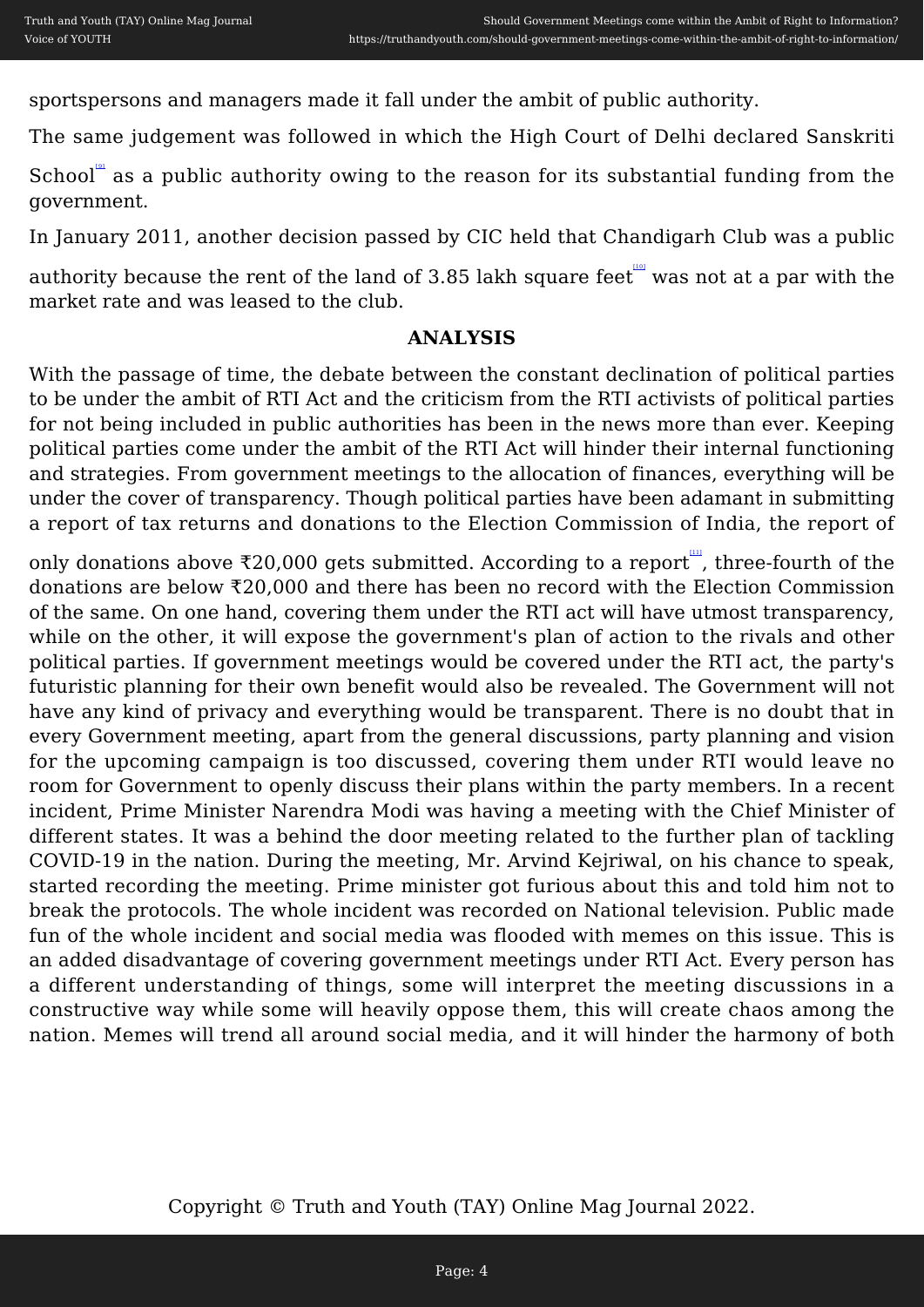sportspersons and managers made it fall under the ambit of public authority.

The same judgement was followed in which the High Court of Delhi declared Sanskriti School[9] as a public authority owing to the reason for its substantial funding from the government.

In January 2011, another decision passed by CIC held that Chandigarh Club was a public authority because the rent of the land of 3.85 lakh square feet[10] was not at a par with the market rate and was leased to the club.

## ANALYSIS

With the passage of time, the debate between the constant declination of political parties to be under the ambit of RTI Act and the criticism from the RTI activists of political parties for not being included in public authorities has been in the news more than ever. Keeping political parties come under the ambit of the RTI Act will hinder their internal functioning and strategies. From government meetings to the allocation of finances, everything will be under the cover of transparency. Though political parties have been adamant in submitting a report of tax returns and donations to the Election Commission of India, the report of only donations above ₹20,000 gets submitted. According to a report[11], three-fourth of the donations are below ₹20,000 and there has been no record with the Election Commission of the same. On one hand, covering them under the RTI act will have utmost transparency, while on the other, it will expose the government's plan of action to the rivals and other political parties. If government meetings would be covered under the RTI act, the party's futuristic planning for their own benefit would also be revealed. The Government will not have any kind of privacy and everything would be transparent. There is no doubt that in every Government meeting, apart from the general discussions, party planning and vision for the upcoming campaign is too discussed, covering them under RTI would leave no room for Government to openly discuss their plans within the party members. In a recent incident, Prime Minister Narendra Modi was having a meeting with the Chief Minister of different states. It was a behind the door meeting related to the further plan of tackling COVID-19 in the nation. During the meeting, Mr. Arvind Kejriwal, on his chance to speak, started recording the meeting. Prime minister got furious about this and told him not to break the protocols. The whole incident was recorded on National television. Public made fun of the whole incident and social media was flooded with memes on this issue. This is an added disadvantage of covering government meetings under RTI Act. Every person has a different understanding of things, some will interpret the meeting discussions in a constructive way while some will heavily oppose them, this will create chaos among the nation. Memes will trend all around social media, and it will hinder the harmony of both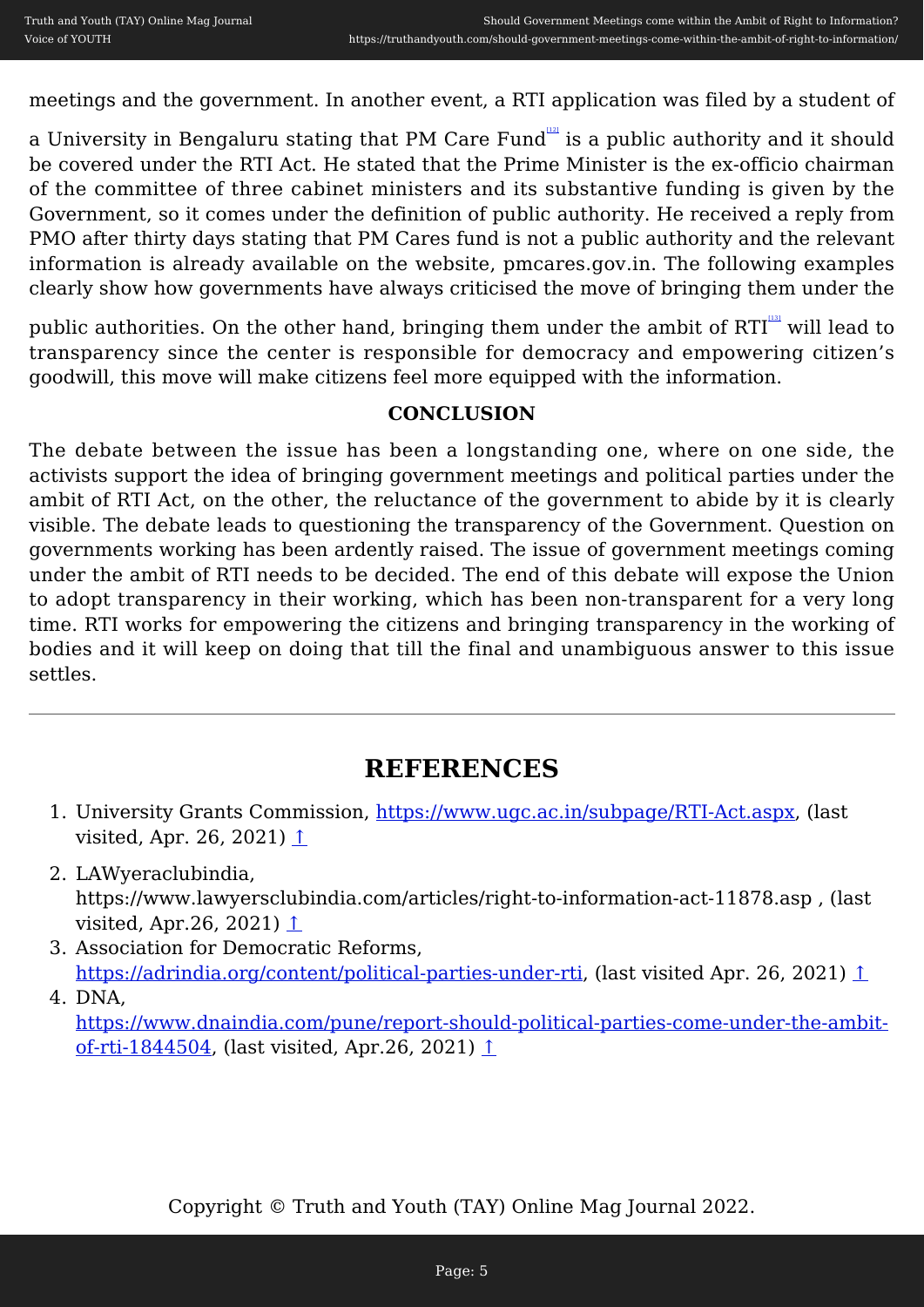meetings and the government. In another event, a RTI application was filed by a student of a University in Bengaluru stating that PM Care Fund[12] is a public authority and it should be covered under the RTI Act. He stated that the Prime Minister is the ex-officio chairman of the committee of three cabinet ministers and its substantive funding is given by the Government, so it comes under the definition of public authority. He received a reply from PMO after thirty days stating that PM Cares fund is not a public authority and the relevant information is already available on the website, pmcares.gov.in. The following examples clearly show how governments have always criticised the move of bringing them under the public authorities. On the other hand, bringing them under the ambit of RTI[13] will lead to transparency since the center is responsible for democracy and empowering citizen's goodwill, this move will make citizens feel more equipped with the information.

**CONCLUSION**

The debate between the issue has been a longstanding one, where on one side, the activists support the idea of bringing government meetings and political parties under the ambit of RTI Act, on the other, the reluctance of the government to abide by it is clearly visible. The debate leads to questioning the transparency of the Government. Question on governments working has been ardently raised. The issue of government meetings coming under the ambit of RTI needs to be decided. The end of this debate will expose the Union to adopt transparency in their working, which has been non-transparent for a very long time. RTI works for empowering the citizens and bringing transparency in the working of bodies and it will keep on doing that till the final and unambiguous answer to this issue settles.

---

## REFERENCES

1. University Grants Commission, https://www.ugc.ac.in/subpage/RTI-Act.aspx, (last visited, Apr. 26, 2021) ↑
2. LAWyeraclubindia, https://www.lawyersclubindia.com/articles/right-to-information-act-11878.asp , (last visited, Apr.26, 2021) ↑
3. Association for Democratic Reforms, https://adrindia.org/content/political-parties-under-rti, (last visited Apr. 26, 2021) ↑
4. DNA, https://www.dnaindia.com/pune/report-should-political-parties-come-under-the-ambit-of-rti-1844504, (last visited, Apr.26, 2021) ↑

Copyright © Truth and Youth (TAY) Online Mag Journal 2022.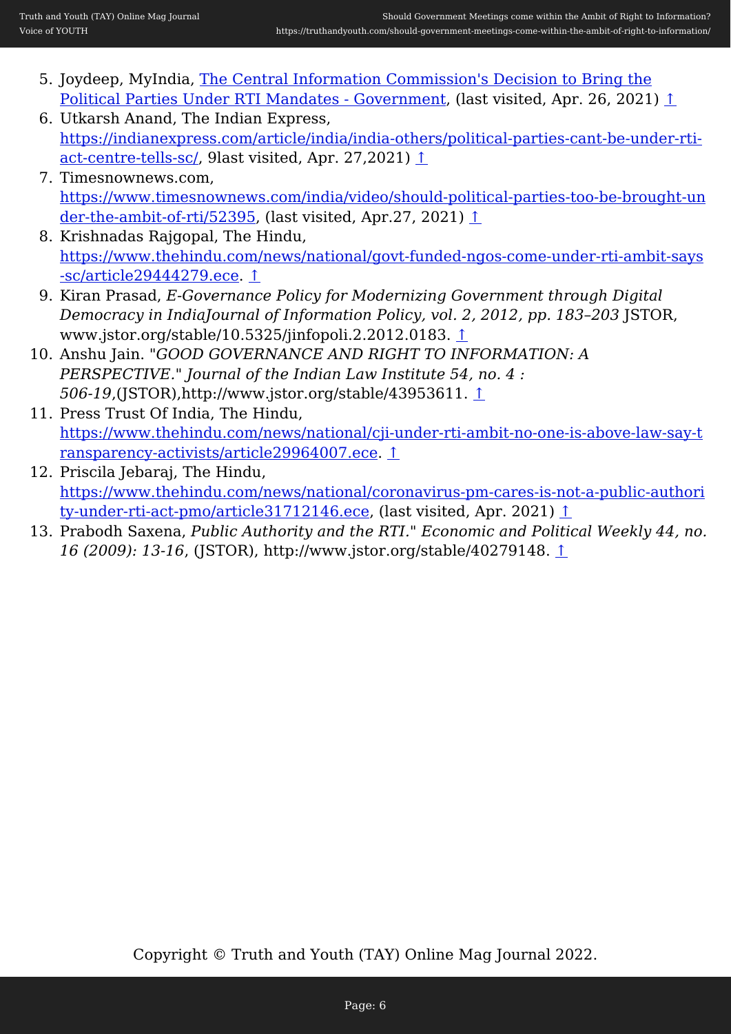5. Joydeep, MyIndia, [The Central Information Commission's Decision to Bring the Political Parties Under RTI Mandates - Government](), (last visited, Apr. 26, 2021) ↑
6. Utkarsh Anand, The Indian Express, https://indianexpress.com/article/india/india-others/political-parties-cant-be-under-rti-act-centre-tells-sc/, 9last visited, Apr. 27,2021) ↑
7. Timesnownews.com, https://www.timesnownews.com/india/video/should-political-parties-too-be-brought-under-the-ambit-of-rti/52395, (last visited, Apr.27, 2021) ↑
8. Krishnadas Rajgopal, The Hindu, https://www.thehindu.com/news/national/govt-funded-ngos-come-under-rti-ambit-says-sc/article29444279.ece. ↑
9. Kiran Prasad, *E-Governance Policy for Modernizing Government through Digital Democracy in IndiaJournal of Information Policy, vol. 2, 2012, pp. 183–203* JSTOR, www.jstor.org/stable/10.5325/jinfopoli.2.2012.0183. ↑
10. Anshu Jain. "*GOOD GOVERNANCE AND RIGHT TO INFORMATION: A PERSPECTIVE*." *Journal of the Indian Law Institute 54, no. 4 : 506-19*,(JSTOR),http://www.jstor.org/stable/43953611. ↑
11. Press Trust Of India, The Hindu, https://www.thehindu.com/news/national/cji-under-rti-ambit-no-one-is-above-law-say-transparency-activists/article29964007.ece. ↑
12. Priscila Jebaraj, The Hindu, https://www.thehindu.com/news/national/coronavirus-pm-cares-is-not-a-public-authority-under-rti-act-pmo/article31712146.ece, (last visited, Apr. 2021) ↑
13. Prabodh Saxena, *Public Authority and the RTI*." *Economic and Political Weekly 44, no. 16 (2009): 13-16*, (JSTOR), http://www.jstor.org/stable/40279148. ↑

Copyright © Truth and Youth (TAY) Online Mag Journal 2022.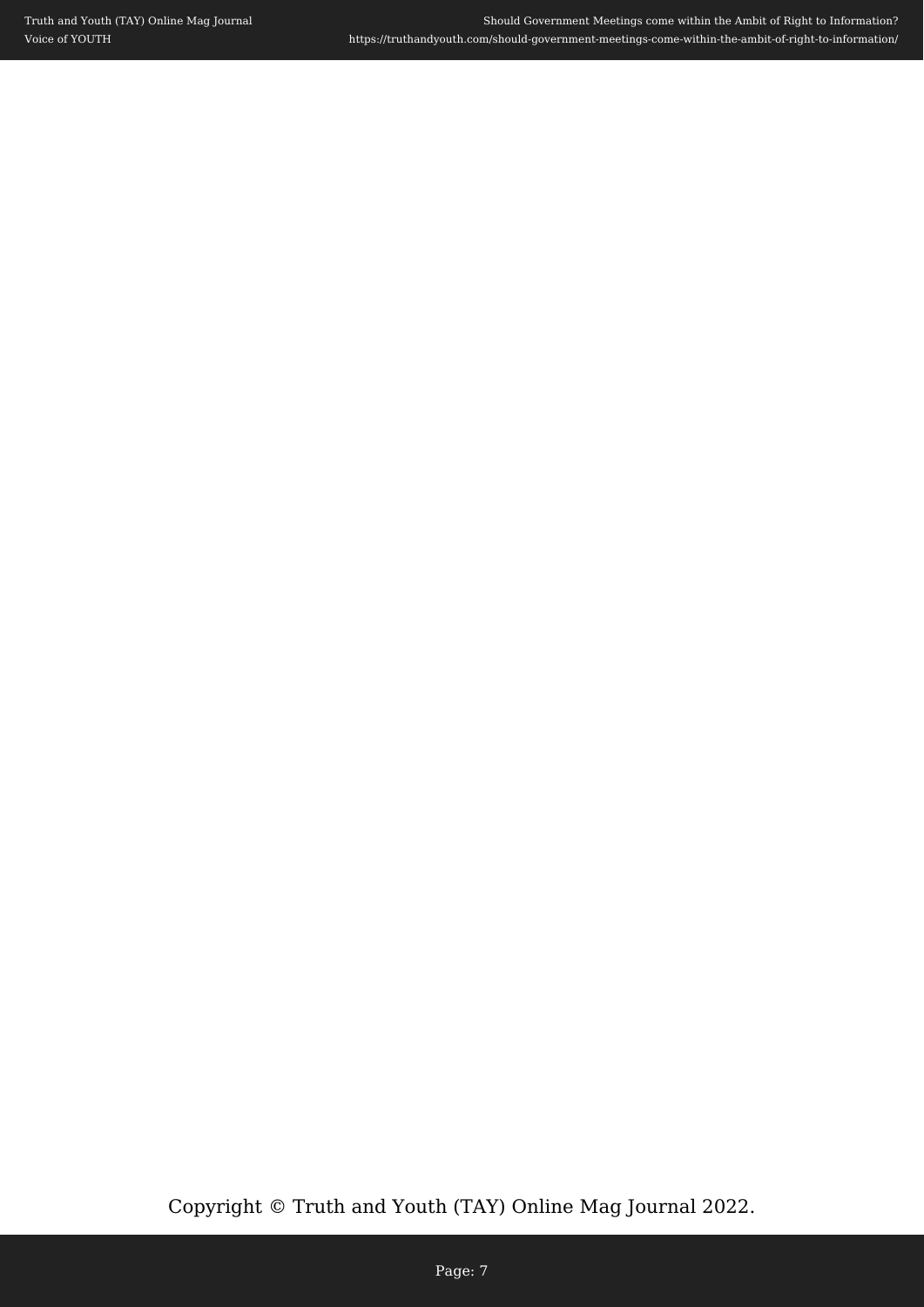Copyright © Truth and Youth (TAY) Online Mag Journal 2022.